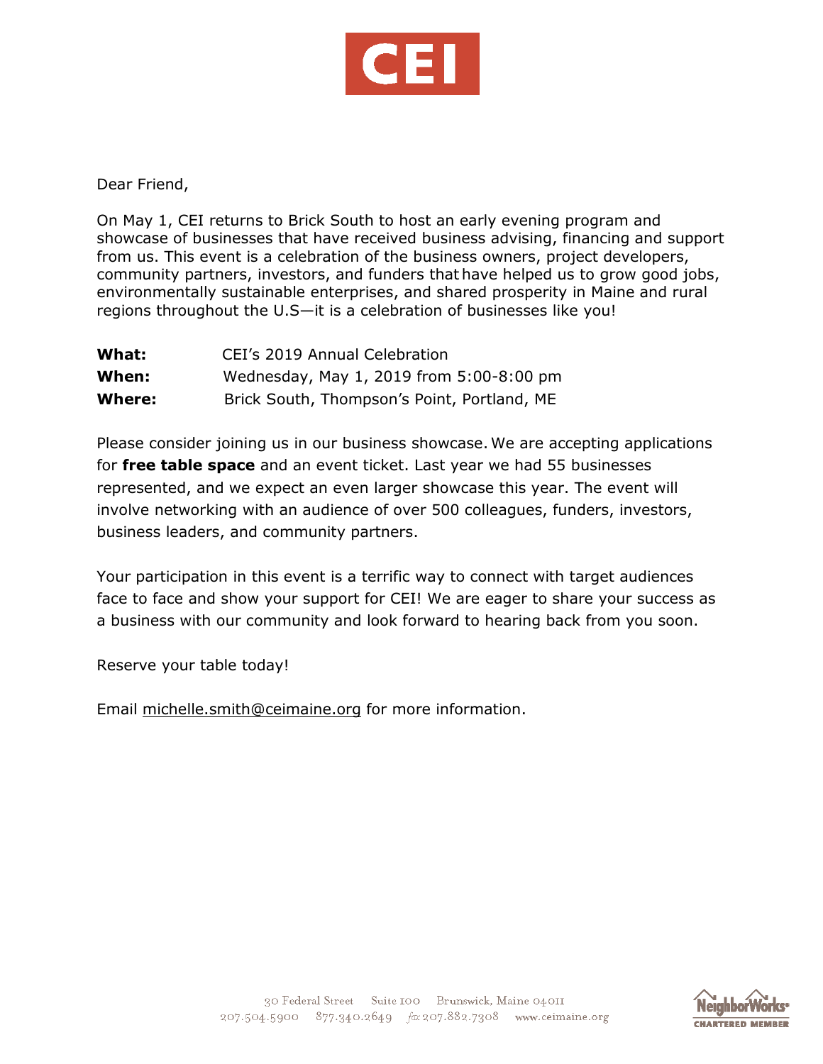CEI

Dear Friend,

On May 1, CEI returns to Brick South to host an early evening program and showcase of businesses that have received business advising, financing and support from us. This event is a celebration of the business owners, project developers, community partners, investors, and funders that have helped us to grow good jobs, environmentally sustainable enterprises, and shared prosperity in Maine and rural regions throughout the U.S—it is a celebration of businesses like you!

| | |
|---|---|
| **What:** | CEI's 2019 Annual Celebration |
| **When:** | Wednesday, May 1, 2019 from 5:00-8:00 pm |
| **Where:** | Brick South, Thompson's Point, Portland, ME |

Please consider joining us in our business showcase. We are accepting applications for **free table space** and an event ticket. Last year we had 55 businesses represented, and we expect an even larger showcase this year. The event will involve networking with an audience of over 500 colleagues, funders, investors, business leaders, and community partners.

Your participation in this event is a terrific way to connect with target audiences face to face and show your support for CEI! We are eager to share your success as a business with our community and look forward to hearing back from you soon.

Reserve your table today!

Email michelle.smith@ceimaine.org for more information.

30 Federal Street Suite 100 Brunswick, Maine 04011
207.504.5900 877.340.2649 fax 207.882.7308 www.ceimaine.org

NeighborWorks® CHARTERED MEMBER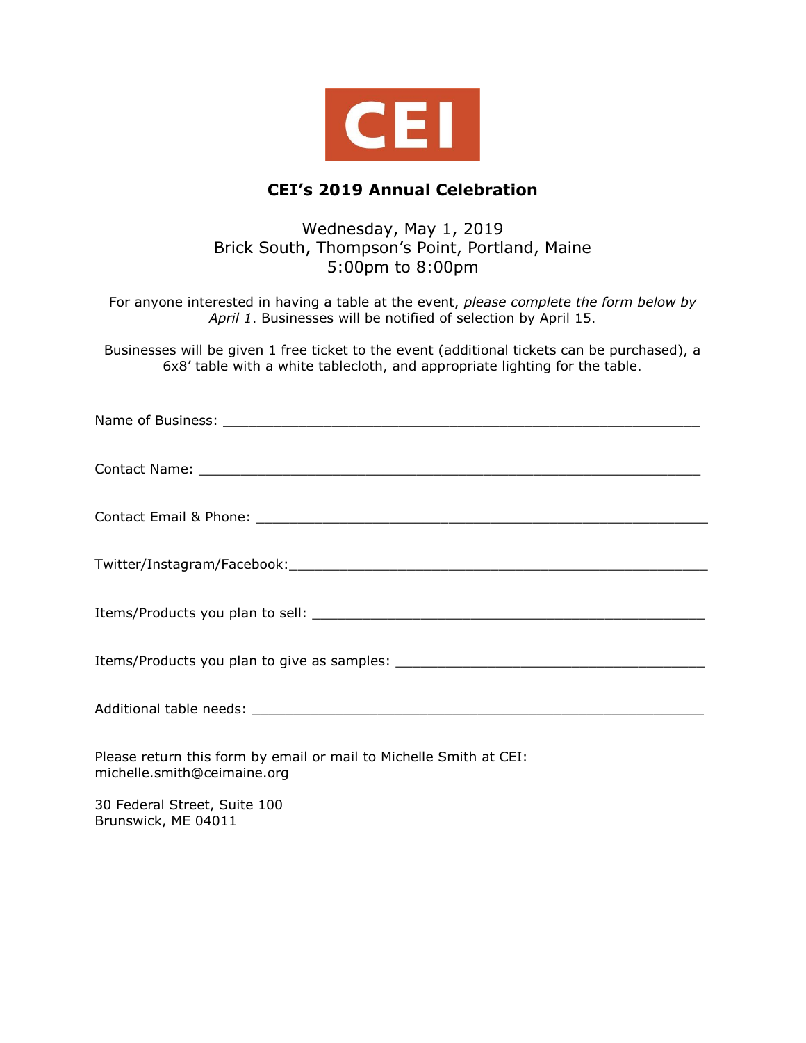CEI

## CEI's 2019 Annual Celebration

Wednesday, May 1, 2019
Brick South, Thompson's Point, Portland, Maine
5:00pm to 8:00pm

For anyone interested in having a table at the event, *please complete the form below by April 1*. Businesses will be notified of selection by April 15.

Businesses will be given 1 free ticket to the event (additional tickets can be purchased), a 6x8' table with a white tablecloth, and appropriate lighting for the table.

Name of Business: ____________________________________________________________

Contact Name: ________________________________________________________________

Contact Email & Phone: _______________________________________________________

Twitter/Instagram/Facebook:___________________________________________________

Items/Products you plan to sell: ______________________________________________

Items/Products you plan to give as samples: ____________________________________

Additional table needs: _______________________________________________________

Please return this form by email or mail to Michelle Smith at CEI:
michelle.smith@ceimaine.org

30 Federal Street, Suite 100
Brunswick, ME 04011